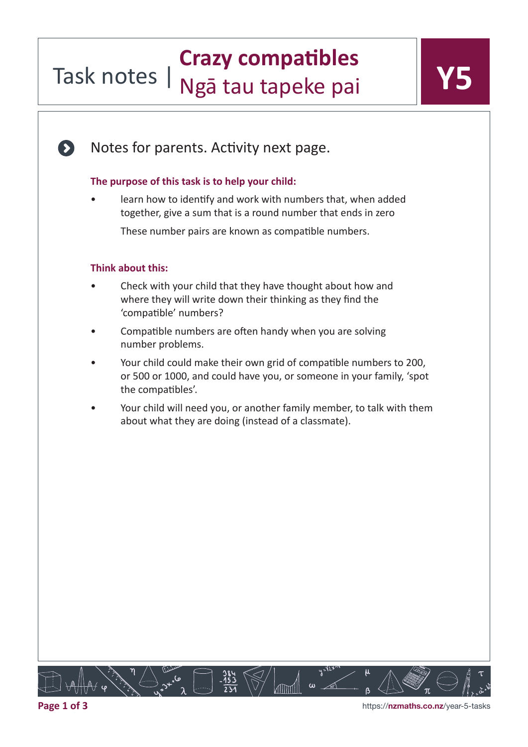# Task notes | Crazy compatibles
## Ngā tau tapeke pai

**Y5**

Notes for parents. Activity next page.

### The purpose of this task is to help your child:

- learn how to identify and work with numbers that, when added together, give a sum that is a round number that ends in zero

  These number pairs are known as compatible numbers.

### Think about this:

- Check with your child that they have thought about how and where they will write down their thinking as they find the 'compatible' numbers?
- Compatible numbers are often handy when you are solving number problems.
- Your child could make their own grid of compatible numbers to 200, or 500 or 1000, and could have you, or someone in your family, 'spot the compatibles'.
- Your child will need you, or another family member, to talk with them about what they are doing (instead of a classmate).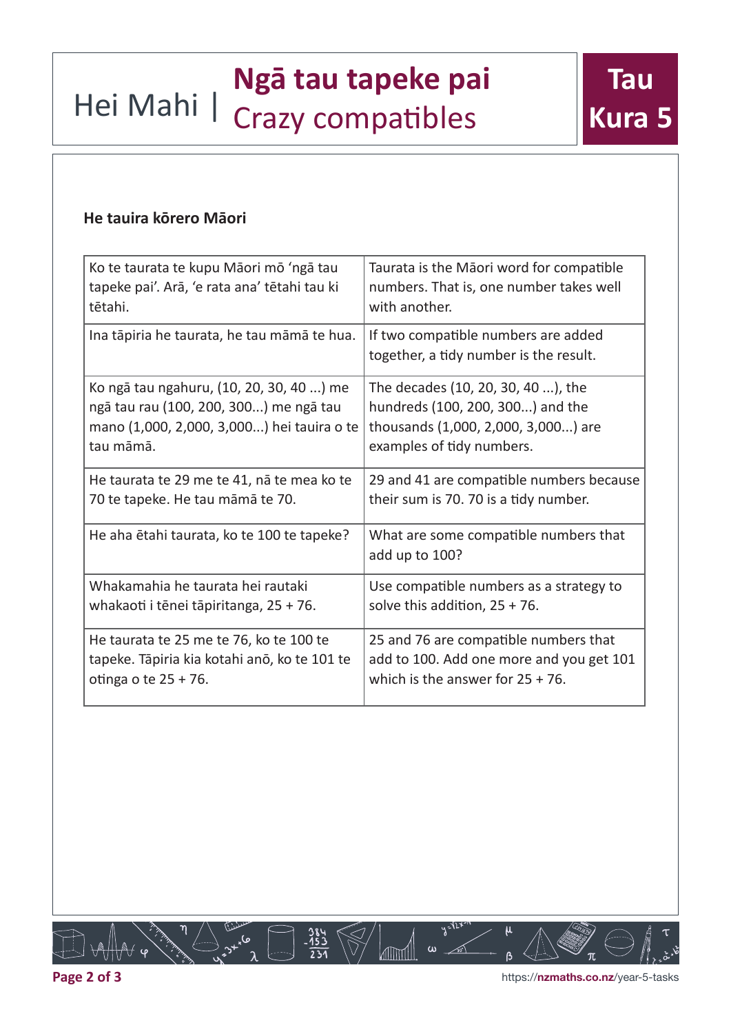# Hei Mahi | Ngā tau tapeke pai
## Crazy compatibles

**Tau Kura 5**

### He tauira kōrero Māori

| Ko te taurata te kupu Māori mō 'ngā tau tapeke pai'. Arā, 'e rata ana' tētahi tau ki tētahi. | Taurata is the Māori word for compatible numbers. That is, one number takes well with another. |
|---|---|
| Ina tāpiria he taurata, he tau māmā te hua. | If two compatible numbers are added together, a tidy number is the result. |
| Ko ngā tau ngahuru, (10, 20, 30, 40 ...) me ngā tau rau (100, 200, 300...) me ngā tau mano (1,000, 2,000, 3,000...) hei tauira o te tau māmā. | The decades (10, 20, 30, 40 ...), the hundreds (100, 200, 300...) and the thousands (1,000, 2,000, 3,000...) are examples of tidy numbers. |
| He taurata te 29 me te 41, nā te mea ko te 70 te tapeke. He tau māmā te 70. | 29 and 41 are compatible numbers because their sum is 70. 70 is a tidy number. |
| He aha ētahi taurata, ko te 100 te tapeke? | What are some compatible numbers that add up to 100? |
| Whakamahia he taurata hei rautaki whakaoti i tēnei tāpiritanga, 25 + 76. | Use compatible numbers as a strategy to solve this addition, 25 + 76. |
| He taurata te 25 me te 76, ko te 100 te tapeke. Tāpiria kia kotahi anō, ko te 101 te otinga o te 25 + 76. | 25 and 76 are compatible numbers that add to 100. Add one more and you get 101 which is the answer for 25 + 76. |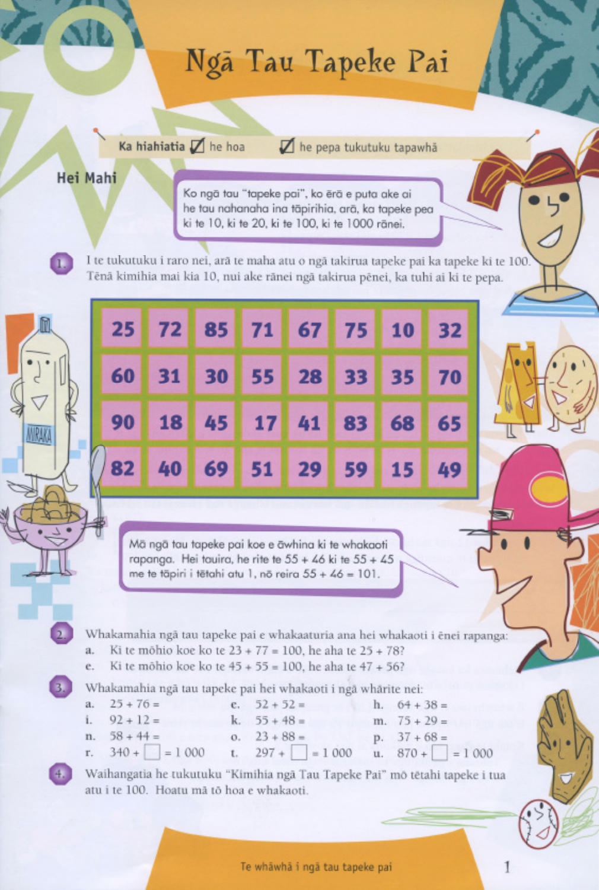# Ngā Tau Tapeke Pai

**Ka hiahiatia** ☑ he hoa ☑ he pepa tukutuku tapawhā

## Hei Mahi

Ko ngā tau "tapeke pai", ko ērā e puta ake ai he tau nahanaha ina tāpirihia, arā, ka tapeke pea ki te 10, ki te 20, ki te 100, ki te 1000 rānei.

1. I te tukutuku i raro nei, arā te maha atu o ngā takirua tapeke pai ka tapeke ki te 100. Tēnā kimihia mai kia 10, nui ake rānei ngā takirua pēnei, ka tuhi ai ki te pepa.

| | | | | | | | |
|---|---|---|---|---|---|---|---|
| 25 | 72 | 85 | 71 | 67 | 75 | 10 | 32 |
| 60 | 31 | 30 | 55 | 28 | 33 | 35 | 70 |
| 90 | 18 | 45 | 17 | 41 | 83 | 68 | 65 |
| 82 | 40 | 69 | 51 | 29 | 59 | 15 | 49 |

Mā ngā tau tapeke pai koe e āwhina ki te whakaoti rapanga. Hei tauira, he rite te $55 + 46$ ki te $55 + 45$ me te tāpiri i tētahi atu 1, nō reira $55 + 46 = 101$.

2. Whakamahia ngā tau tapeke pai e whakaaturia ana hei whakaoti i ēnei rapanga:
   a. Ki te mōhio koe ko te $23 + 77 = 100$, he aha te $25 + 78$?
   e. Ki te mōhio koe ko te $45 + 55 = 100$, he aha te $47 + 56$?

3. Whakamahia ngā tau tapeke pai hei whakaoti i ngā whārite nei:
   a. $25 + 76 =$  e. $52 + 52 =$  h. $64 + 38 =$
   i. $92 + 12 =$  k. $55 + 48 =$  m. $75 + 29 =$
   n. $58 + 44 =$  o. $23 + 88 =$  p. $37 + 68 =$
   r. $340 + \square = 1\,000$  t. $297 + \square = 1\,000$  u. $870 + \square = 1\,000$

4. Waihangatia he tukutuku "Kimihia ngā Tau Tapeke Pai" mō tētahi tapeke i tua atu i te 100. Hoatu mā tō hoa e whakaoti.